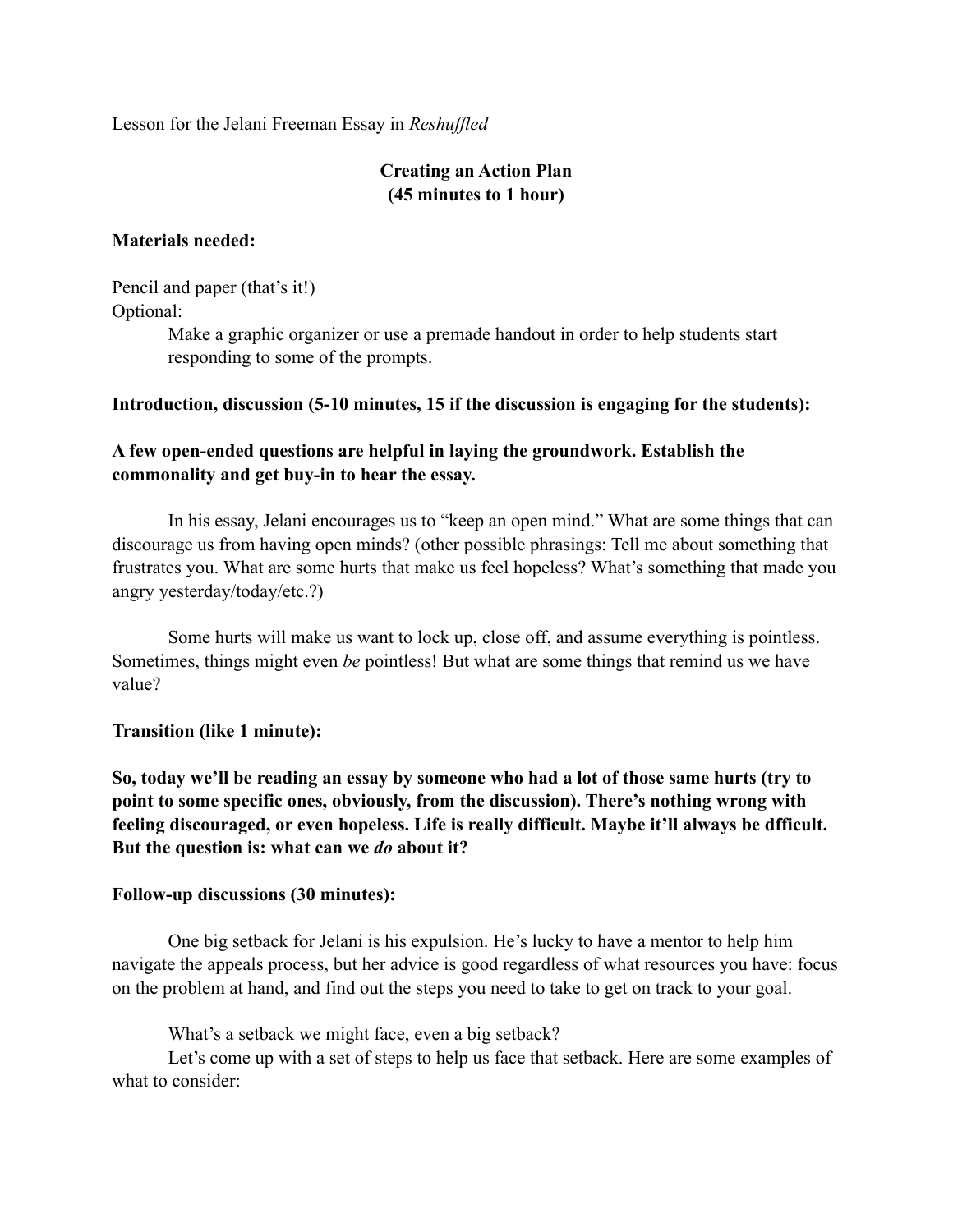Lesson for the Jelani Freeman Essay in *Reshuffled*

## Creating an Action Plan
## (45 minutes to 1 hour)

**Materials needed:**

Pencil and paper (that's it!)
Optional:

Make a graphic organizer or use a premade handout in order to help students start responding to some of the prompts.

**Introduction, discussion (5-10 minutes, 15 if the discussion is engaging for the students):**

**A few open-ended questions are helpful in laying the groundwork. Establish the commonality and get buy-in to hear the essay.**

In his essay, Jelani encourages us to "keep an open mind." What are some things that can discourage us from having open minds? (other possible phrasings: Tell me about something that frustrates you. What are some hurts that make us feel hopeless? What's something that made you angry yesterday/today/etc.?)

Some hurts will make us want to lock up, close off, and assume everything is pointless. Sometimes, things might even *be* pointless! But what are some things that remind us we have value?

**Transition (like 1 minute):**

**So, today we'll be reading an essay by someone who had a lot of those same hurts (try to point to some specific ones, obviously, from the discussion). There's nothing wrong with feeling discouraged, or even hopeless. Life is really difficult. Maybe it'll always be dfficult. But the question is: what can we *do* about it?**

**Follow-up discussions (30 minutes):**

One big setback for Jelani is his expulsion. He's lucky to have a mentor to help him navigate the appeals process, but her advice is good regardless of what resources you have: focus on the problem at hand, and find out the steps you need to take to get on track to your goal.

What's a setback we might face, even a big setback?
Let's come up with a set of steps to help us face that setback. Here are some examples of what to consider: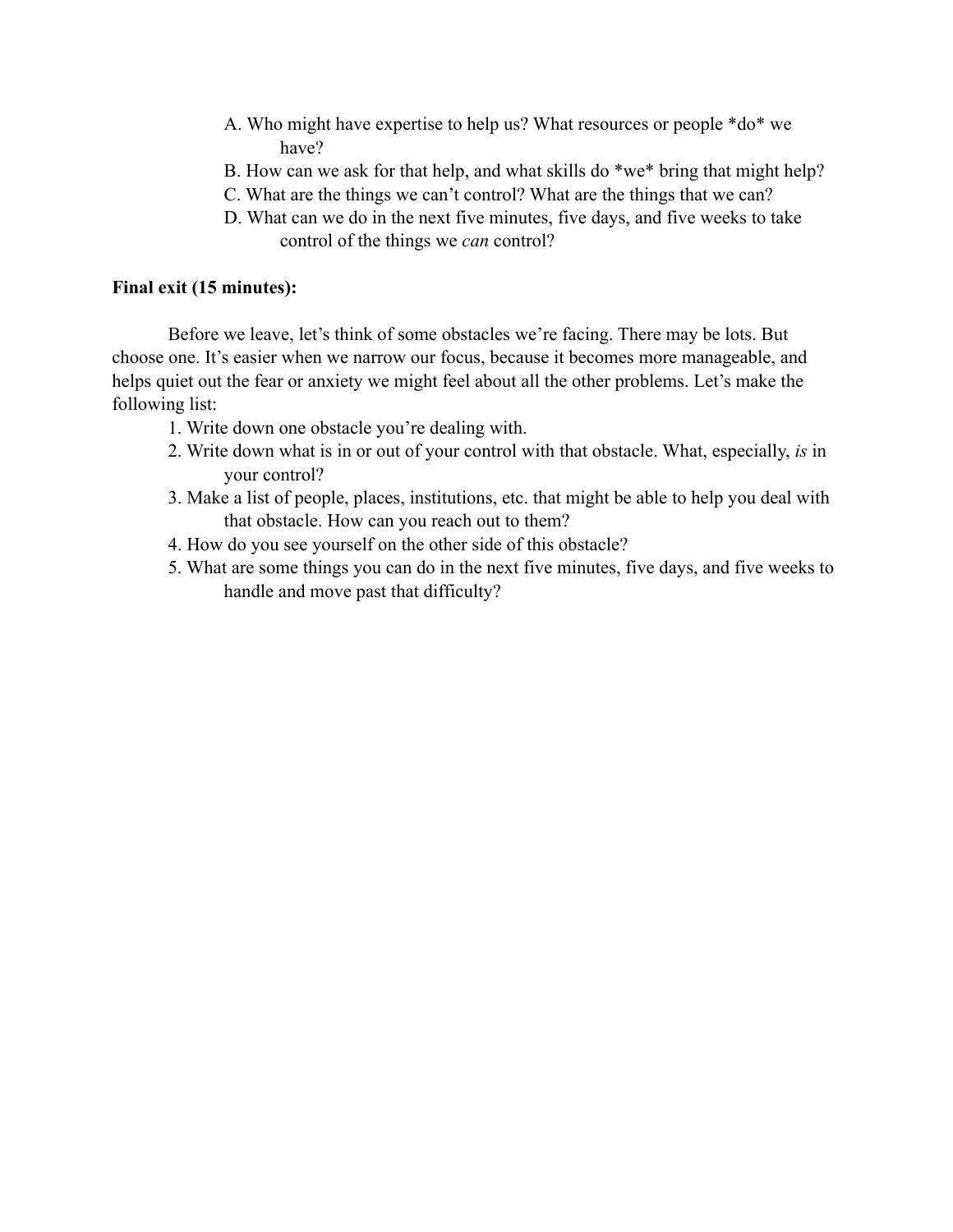A. Who might have expertise to help us? What resources or people *do* we have?
B. How can we ask for that help, and what skills do *we* bring that might help?
C. What are the things we can't control? What are the things that we can?
D. What can we do in the next five minutes, five days, and five weeks to take control of the things we *can* control?

**Final exit (15 minutes):**

Before we leave, let's think of some obstacles we're facing. There may be lots. But choose one. It's easier when we narrow our focus, because it becomes more manageable, and helps quiet out the fear or anxiety we might feel about all the other problems. Let's make the following list:

1. Write down one obstacle you're dealing with.
2. Write down what is in or out of your control with that obstacle. What, especially, *is* in your control?
3. Make a list of people, places, institutions, etc. that might be able to help you deal with that obstacle. How can you reach out to them?
4. How do you see yourself on the other side of this obstacle?
5. What are some things you can do in the next five minutes, five days, and five weeks to handle and move past that difficulty?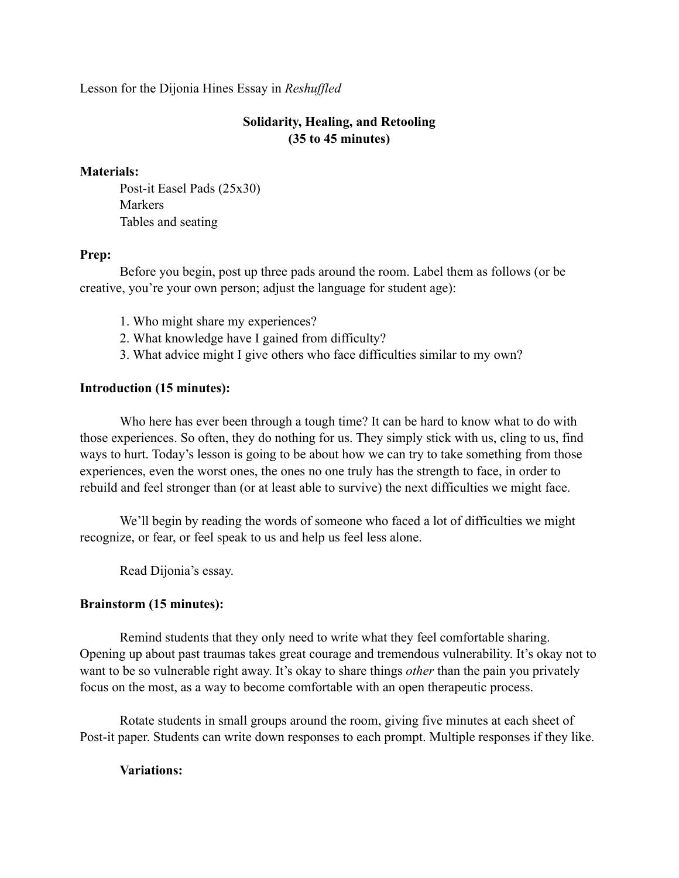Lesson for the Dijonia Hines Essay in *Reshuffled*

## Solidarity, Healing, and Retooling
## (35 to 45 minutes)

**Materials:**

Post-it Easel Pads (25x30)
Markers
Tables and seating

**Prep:**

Before you begin, post up three pads around the room. Label them as follows (or be creative, you're your own person; adjust the language for student age):

1. Who might share my experiences?
2. What knowledge have I gained from difficulty?
3. What advice might I give others who face difficulties similar to my own?

**Introduction (15 minutes):**

Who here has ever been through a tough time? It can be hard to know what to do with those experiences. So often, they do nothing for us. They simply stick with us, cling to us, find ways to hurt. Today's lesson is going to be about how we can try to take something from those experiences, even the worst ones, the ones no one truly has the strength to face, in order to rebuild and feel stronger than (or at least able to survive) the next difficulties we might face.

We'll begin by reading the words of someone who faced a lot of difficulties we might recognize, or fear, or feel speak to us and help us feel less alone.

Read Dijonia's essay.

**Brainstorm (15 minutes):**

Remind students that they only need to write what they feel comfortable sharing. Opening up about past traumas takes great courage and tremendous vulnerability. It's okay not to want to be so vulnerable right away. It's okay to share things *other* than the pain you privately focus on the most, as a way to become comfortable with an open therapeutic process.

Rotate students in small groups around the room, giving five minutes at each sheet of Post-it paper. Students can write down responses to each prompt. Multiple responses if they like.

**Variations:**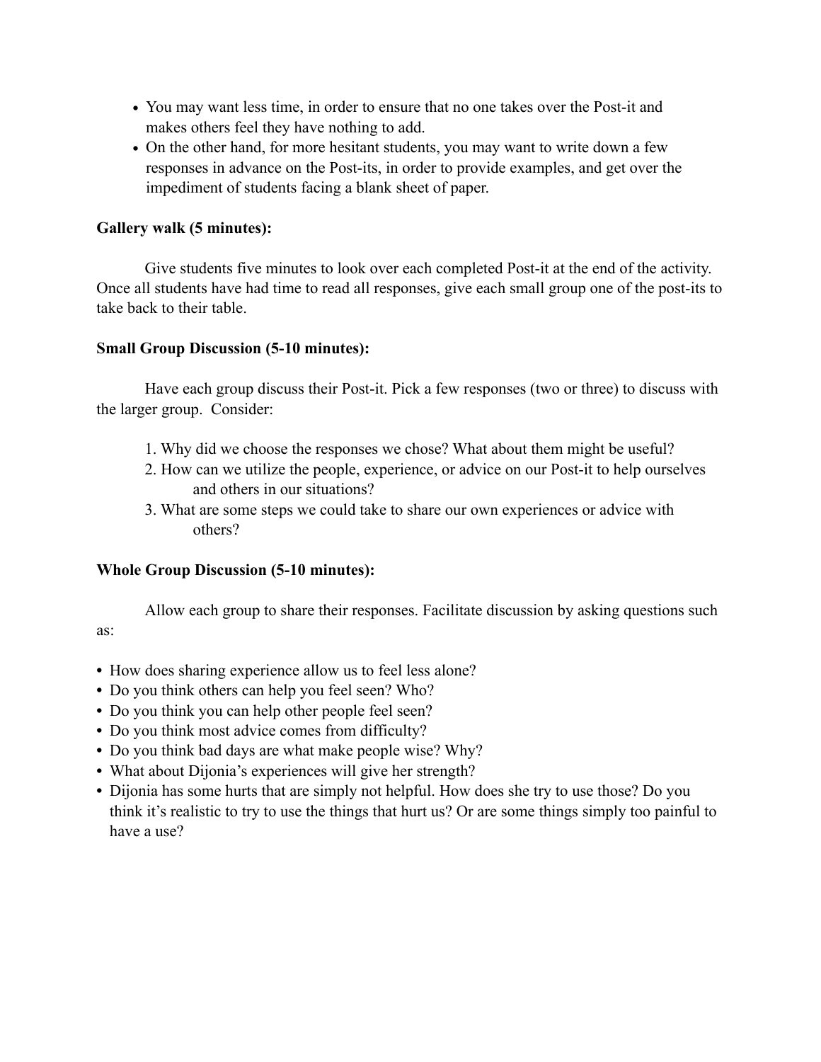- You may want less time, in order to ensure that no one takes over the Post-it and makes others feel they have nothing to add.
- On the other hand, for more hesitant students, you may want to write down a few responses in advance on the Post-its, in order to provide examples, and get over the impediment of students facing a blank sheet of paper.

**Gallery walk (5 minutes):**

Give students five minutes to look over each completed Post-it at the end of the activity. Once all students have had time to read all responses, give each small group one of the post-its to take back to their table.

**Small Group Discussion (5-10 minutes):**

Have each group discuss their Post-it. Pick a few responses (two or three) to discuss with the larger group. Consider:

1. Why did we choose the responses we chose? What about them might be useful?
2. How can we utilize the people, experience, or advice on our Post-it to help ourselves and others in our situations?
3. What are some steps we could take to share our own experiences or advice with others?

**Whole Group Discussion (5-10 minutes):**

Allow each group to share their responses. Facilitate discussion by asking questions such as:

- How does sharing experience allow us to feel less alone?
- Do you think others can help you feel seen? Who?
- Do you think you can help other people feel seen?
- Do you think most advice comes from difficulty?
- Do you think bad days are what make people wise? Why?
- What about Dijonia's experiences will give her strength?
- Dijonia has some hurts that are simply not helpful. How does she try to use those? Do you think it's realistic to try to use the things that hurt us? Or are some things simply too painful to have a use?